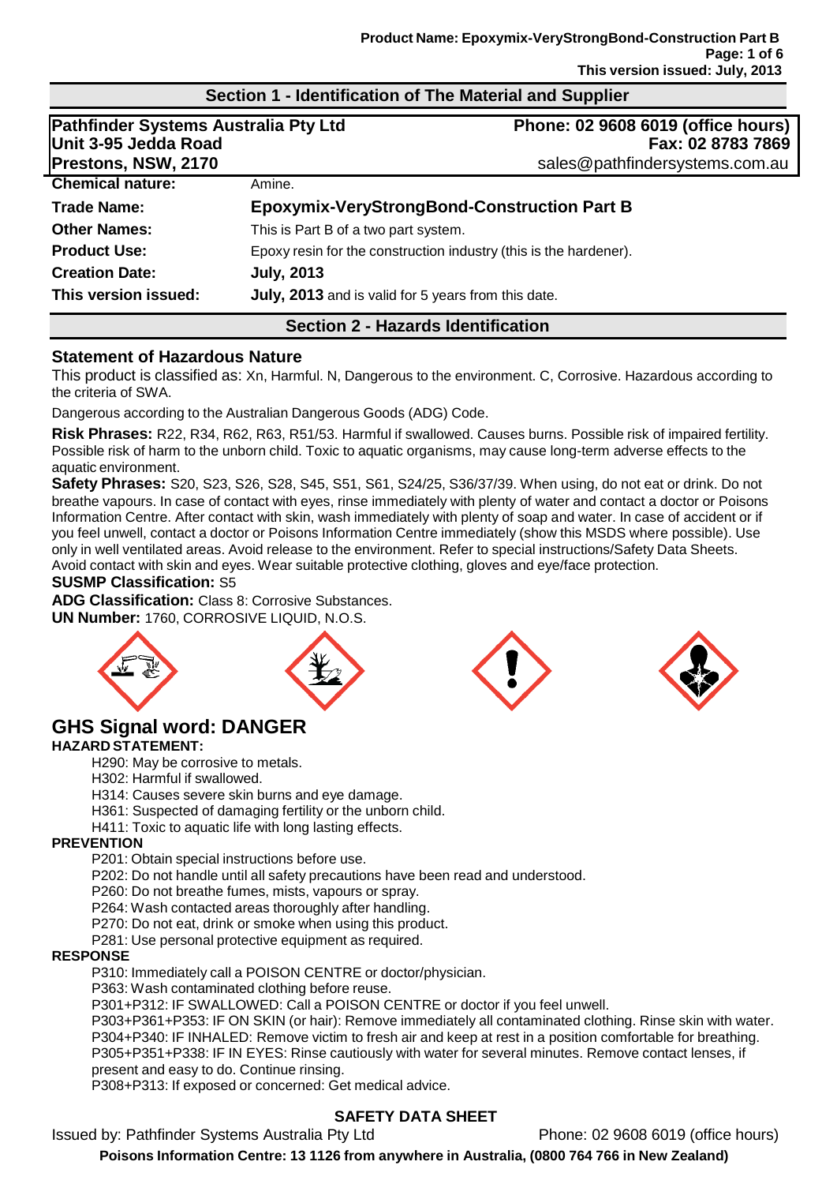## Section 1 - Identification of The Material and Supplier

**Pathfinder Systems Australia Pty Ltd**
**Unit 3-95 Jedda Road**
**Prestons, NSW, 2170**

**Phone: 02 9608 6019 (office hours)**
**Fax: 02 8783 7869**
sales@pathfindersystems.com.au

| | |
|---|---|
| **Chemical nature:** | Amine. |
| **Trade Name:** | **Epoxymix-VeryStrongBond-Construction Part B** |
| **Other Names:** | This is Part B of a two part system. |
| **Product Use:** | Epoxy resin for the construction industry (this is the hardener). |
| **Creation Date:** | **July, 2013** |
| **This version issued:** | **July, 2013** and is valid for 5 years from this date. |

## Section 2 - Hazards Identification

### Statement of Hazardous Nature

This product is classified as: Xn, Harmful. N, Dangerous to the environment. C, Corrosive. Hazardous according to the criteria of SWA.

Dangerous according to the Australian Dangerous Goods (ADG) Code.

**Risk Phrases:** R22, R34, R62, R63, R51/53. Harmful if swallowed. Causes burns. Possible risk of impaired fertility. Possible risk of harm to the unborn child. Toxic to aquatic organisms, may cause long-term adverse effects to the aquatic environment.

**Safety Phrases:** S20, S23, S26, S28, S45, S51, S61, S24/25, S36/37/39. When using, do not eat or drink. Do not breathe vapours. In case of contact with eyes, rinse immediately with plenty of water and contact a doctor or Poisons Information Centre. After contact with skin, wash immediately with plenty of soap and water. In case of accident or if you feel unwell, contact a doctor or Poisons Information Centre immediately (show this MSDS where possible). Use only in well ventilated areas. Avoid release to the environment. Refer to special instructions/Safety Data Sheets. Avoid contact with skin and eyes. Wear suitable protective clothing, gloves and eye/face protection.

**SUSMP Classification:** S5

**ADG Classification:** Class 8: Corrosive Substances.

**UN Number:** 1760, CORROSIVE LIQUID, N.O.S.

## GHS Signal word: DANGER

**HAZARD STATEMENT:**

- H290: May be corrosive to metals.
- H302: Harmful if swallowed.
- H314: Causes severe skin burns and eye damage.
- H361: Suspected of damaging fertility or the unborn child.
- H411: Toxic to aquatic life with long lasting effects.

**PREVENTION**

- P201: Obtain special instructions before use.
- P202: Do not handle until all safety precautions have been read and understood.
- P260: Do not breathe fumes, mists, vapours or spray.
- P264: Wash contacted areas thoroughly after handling.
- P270: Do not eat, drink or smoke when using this product.
- P281: Use personal protective equipment as required.

**RESPONSE**

- P310: Immediately call a POISON CENTRE or doctor/physician.
- P363: Wash contaminated clothing before reuse.
- P301+P312: IF SWALLOWED: Call a POISON CENTRE or doctor if you feel unwell.
- P303+P361+P353: IF ON SKIN (or hair): Remove immediately all contaminated clothing. Rinse skin with water.
- P304+P340: IF INHALED: Remove victim to fresh air and keep at rest in a position comfortable for breathing.
- P305+P351+P338: IF IN EYES: Rinse cautiously with water for several minutes. Remove contact lenses, if present and easy to do. Continue rinsing.
- P308+P313: If exposed or concerned: Get medical advice.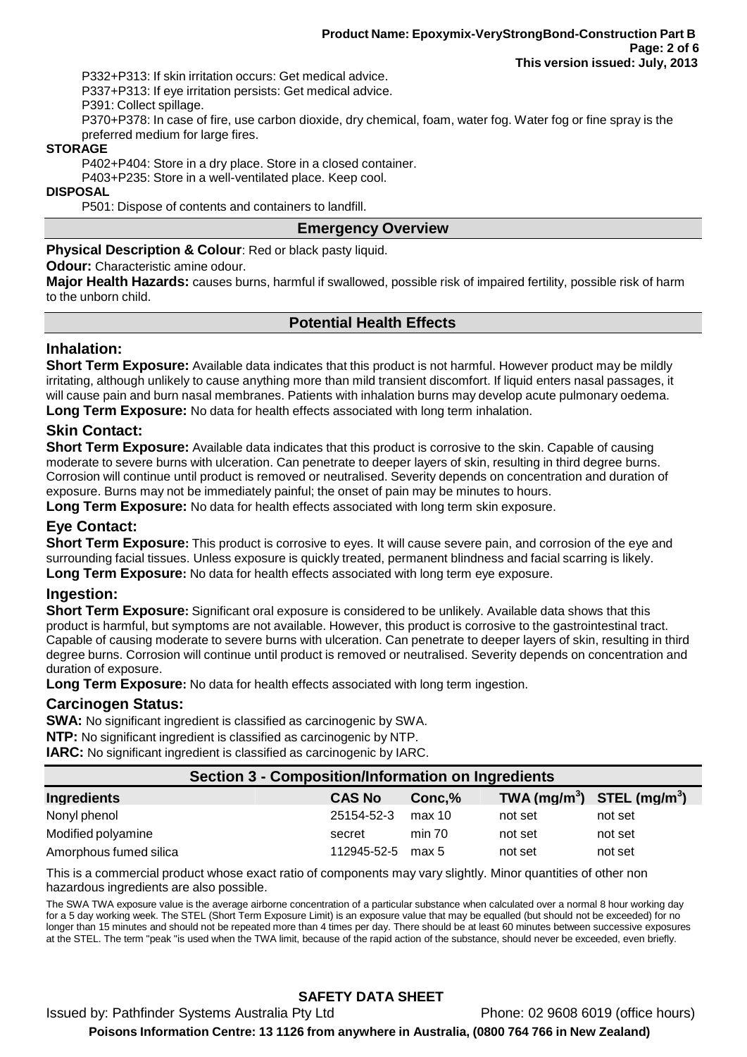P332+P313: If skin irritation occurs: Get medical advice.
P337+P313: If eye irritation persists: Get medical advice.
P391: Collect spillage.
P370+P378: In case of fire, use carbon dioxide, dry chemical, foam, water fog. Water fog or fine spray is the preferred medium for large fires.

**STORAGE**

P402+P404: Store in a dry place. Store in a closed container.
P403+P235: Store in a well-ventilated place. Keep cool.

**DISPOSAL**

P501: Dispose of contents and containers to landfill.

## Emergency Overview

**Physical Description & Colour**: Red or black pasty liquid.

**Odour:** Characteristic amine odour.

**Major Health Hazards:** causes burns, harmful if swallowed, possible risk of impaired fertility, possible risk of harm to the unborn child.

## Potential Health Effects

### Inhalation:

**Short Term Exposure:** Available data indicates that this product is not harmful. However product may be mildly irritating, although unlikely to cause anything more than mild transient discomfort. If liquid enters nasal passages, it will cause pain and burn nasal membranes. Patients with inhalation burns may develop acute pulmonary oedema.
**Long Term Exposure:** No data for health effects associated with long term inhalation.

### Skin Contact:

**Short Term Exposure:** Available data indicates that this product is corrosive to the skin. Capable of causing moderate to severe burns with ulceration. Can penetrate to deeper layers of skin, resulting in third degree burns. Corrosion will continue until product is removed or neutralised. Severity depends on concentration and duration of exposure. Burns may not be immediately painful; the onset of pain may be minutes to hours.
**Long Term Exposure:** No data for health effects associated with long term skin exposure.

### Eye Contact:

**Short Term Exposure:** This product is corrosive to eyes. It will cause severe pain, and corrosion of the eye and surrounding facial tissues. Unless exposure is quickly treated, permanent blindness and facial scarring is likely.
**Long Term Exposure:** No data for health effects associated with long term eye exposure.

### Ingestion:

**Short Term Exposure:** Significant oral exposure is considered to be unlikely. Available data shows that this product is harmful, but symptoms are not available. However, this product is corrosive to the gastrointestinal tract. Capable of causing moderate to severe burns with ulceration. Can penetrate to deeper layers of skin, resulting in third degree burns. Corrosion will continue until product is removed or neutralised. Severity depends on concentration and duration of exposure.
**Long Term Exposure:** No data for health effects associated with long term ingestion.

### Carcinogen Status:

**SWA:** No significant ingredient is classified as carcinogenic by SWA.
**NTP:** No significant ingredient is classified as carcinogenic by NTP.
**IARC:** No significant ingredient is classified as carcinogenic by IARC.

## Section 3 - Composition/Information on Ingredients

| Ingredients | CAS No | Conc,% | TWA (mg/m$^3$) | STEL (mg/m$^3$) |
|---|---|---|---|---|
| Nonyl phenol | 25154-52-3 | max 10 | not set | not set |
| Modified polyamine | secret | min 70 | not set | not set |
| Amorphous fumed silica | 112945-52-5 | max 5 | not set | not set |

This is a commercial product whose exact ratio of components may vary slightly. Minor quantities of other non hazardous ingredients are also possible.

The SWA TWA exposure value is the average airborne concentration of a particular substance when calculated over a normal 8 hour working day for a 5 day working week. The STEL (Short Term Exposure Limit) is an exposure value that may be equalled (but should not be exceeded) for no longer than 15 minutes and should not be repeated more than 4 times per day. There should be at least 60 minutes between successive exposures at the STEL. The term "peak "is used when the TWA limit, because of the rapid action of the substance, should never be exceeded, even briefly.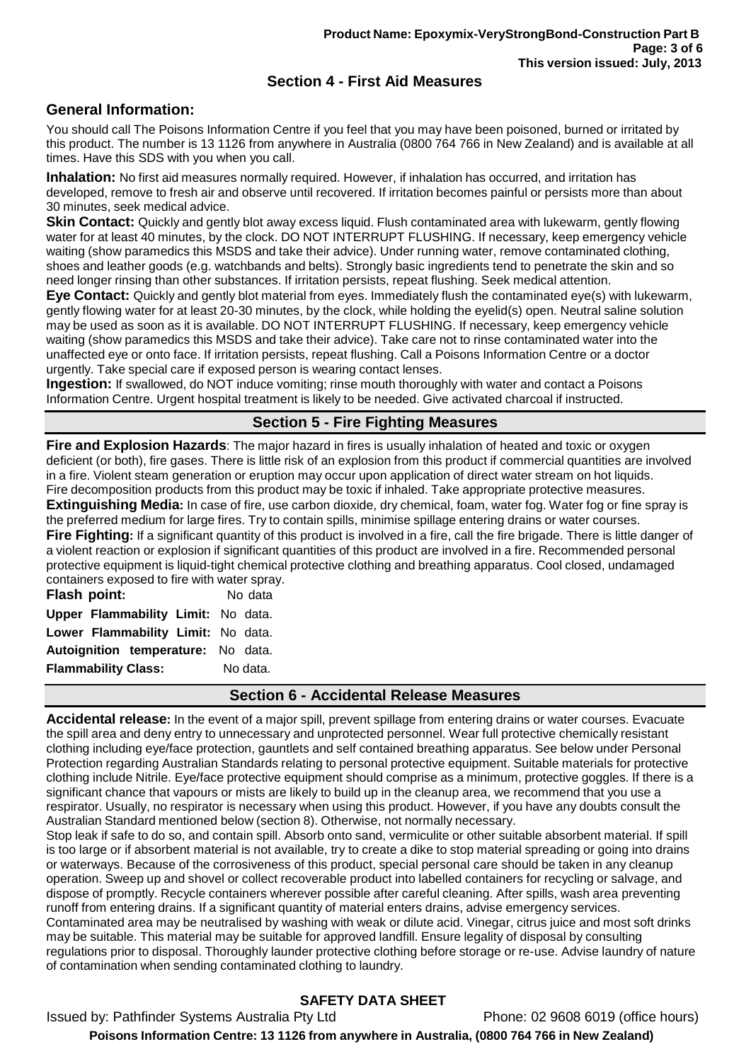## Section 4 - First Aid Measures

### General Information:

You should call The Poisons Information Centre if you feel that you may have been poisoned, burned or irritated by this product. The number is 13 1126 from anywhere in Australia (0800 764 766 in New Zealand) and is available at all times. Have this SDS with you when you call.

**Inhalation:** No first aid measures normally required. However, if inhalation has occurred, and irritation has developed, remove to fresh air and observe until recovered. If irritation becomes painful or persists more than about 30 minutes, seek medical advice.

**Skin Contact:** Quickly and gently blot away excess liquid. Flush contaminated area with lukewarm, gently flowing water for at least 40 minutes, by the clock. DO NOT INTERRUPT FLUSHING. If necessary, keep emergency vehicle waiting (show paramedics this MSDS and take their advice). Under running water, remove contaminated clothing, shoes and leather goods (e.g. watchbands and belts). Strongly basic ingredients tend to penetrate the skin and so need longer rinsing than other substances. If irritation persists, repeat flushing. Seek medical attention.

**Eye Contact:** Quickly and gently blot material from eyes. Immediately flush the contaminated eye(s) with lukewarm, gently flowing water for at least 20-30 minutes, by the clock, while holding the eyelid(s) open. Neutral saline solution may be used as soon as it is available. DO NOT INTERRUPT FLUSHING. If necessary, keep emergency vehicle waiting (show paramedics this MSDS and take their advice). Take care not to rinse contaminated water into the unaffected eye or onto face. If irritation persists, repeat flushing. Call a Poisons Information Centre or a doctor urgently. Take special care if exposed person is wearing contact lenses.

**Ingestion:** If swallowed, do NOT induce vomiting; rinse mouth thoroughly with water and contact a Poisons Information Centre. Urgent hospital treatment is likely to be needed. Give activated charcoal if instructed.

## Section 5 - Fire Fighting Measures

**Fire and Explosion Hazards**: The major hazard in fires is usually inhalation of heated and toxic or oxygen deficient (or both), fire gases. There is little risk of an explosion from this product if commercial quantities are involved in a fire. Violent steam generation or eruption may occur upon application of direct water stream on hot liquids. Fire decomposition products from this product may be toxic if inhaled. Take appropriate protective measures.

**Extinguishing Media:** In case of fire, use carbon dioxide, dry chemical, foam, water fog. Water fog or fine spray is the preferred medium for large fires. Try to contain spills, minimise spillage entering drains or water courses.

**Fire Fighting:** If a significant quantity of this product is involved in a fire, call the fire brigade. There is little danger of a violent reaction or explosion if significant quantities of this product are involved in a fire. Recommended personal protective equipment is liquid-tight chemical protective clothing and breathing apparatus. Cool closed, undamaged containers exposed to fire with water spray.

**Flash point:** No data

**Upper Flammability Limit:** No data.

**Lower Flammability Limit:** No data.

**Autoignition temperature:** No data.

**Flammability Class:** No data.

## Section 6 - Accidental Release Measures

**Accidental release:** In the event of a major spill, prevent spillage from entering drains or water courses. Evacuate the spill area and deny entry to unnecessary and unprotected personnel. Wear full protective chemically resistant clothing including eye/face protection, gauntlets and self contained breathing apparatus. See below under Personal Protection regarding Australian Standards relating to personal protective equipment. Suitable materials for protective clothing include Nitrile. Eye/face protective equipment should comprise as a minimum, protective goggles. If there is a significant chance that vapours or mists are likely to build up in the cleanup area, we recommend that you use a respirator. Usually, no respirator is necessary when using this product. However, if you have any doubts consult the Australian Standard mentioned below (section 8). Otherwise, not normally necessary.

Stop leak if safe to do so, and contain spill. Absorb onto sand, vermiculite or other suitable absorbent material. If spill is too large or if absorbent material is not available, try to create a dike to stop material spreading or going into drains or waterways. Because of the corrosiveness of this product, special personal care should be taken in any cleanup operation. Sweep up and shovel or collect recoverable product into labelled containers for recycling or salvage, and dispose of promptly. Recycle containers wherever possible after careful cleaning. After spills, wash area preventing runoff from entering drains. If a significant quantity of material enters drains, advise emergency services. Contaminated area may be neutralised by washing with weak or dilute acid. Vinegar, citrus juice and most soft drinks may be suitable. This material may be suitable for approved landfill. Ensure legality of disposal by consulting regulations prior to disposal. Thoroughly launder protective clothing before storage or re-use. Advise laundry of nature of contamination when sending contaminated clothing to laundry.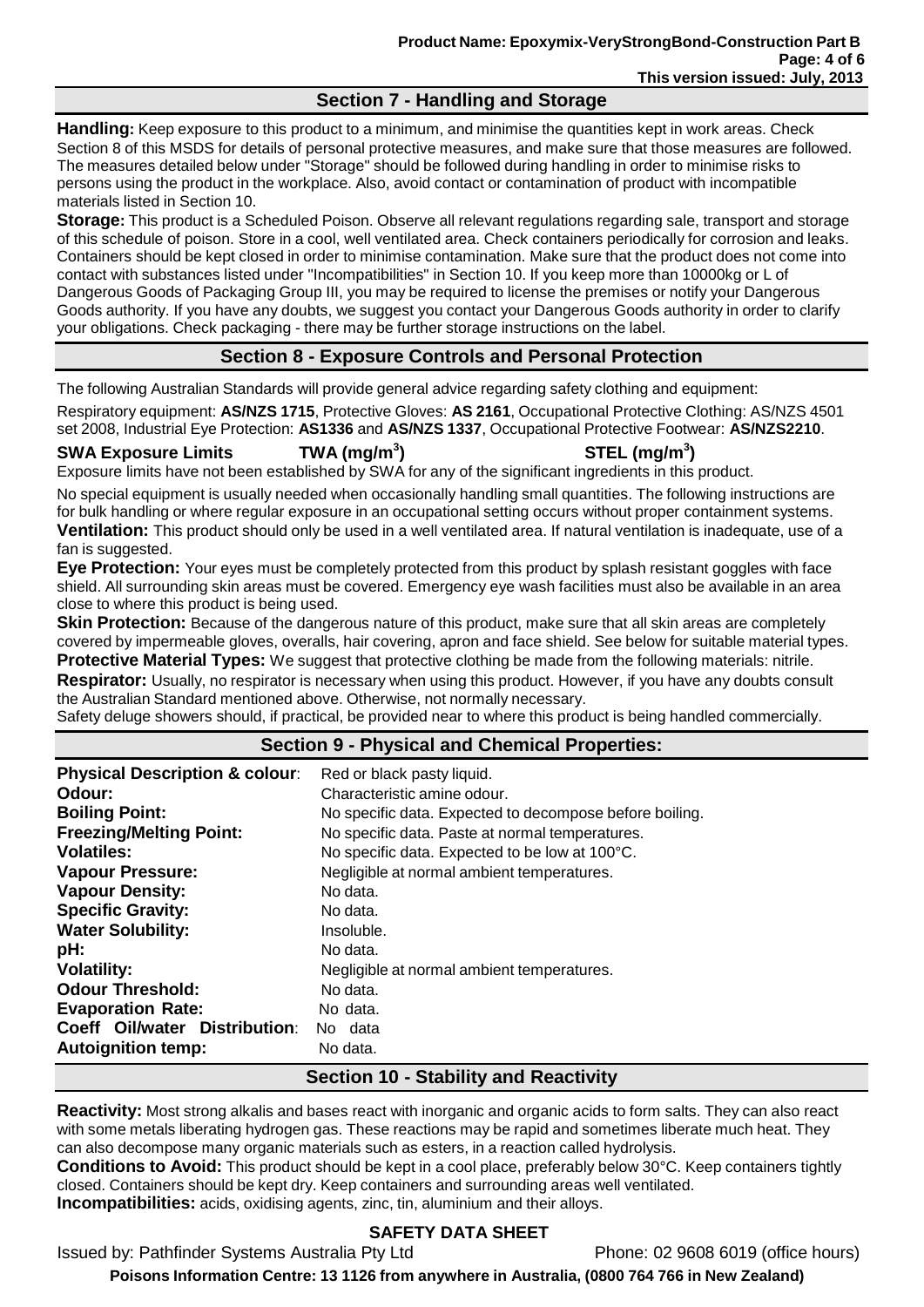## Section 7 - Handling and Storage

**Handling:** Keep exposure to this product to a minimum, and minimise the quantities kept in work areas. Check Section 8 of this MSDS for details of personal protective measures, and make sure that those measures are followed. The measures detailed below under "Storage" should be followed during handling in order to minimise risks to persons using the product in the workplace. Also, avoid contact or contamination of product with incompatible materials listed in Section 10.

**Storage:** This product is a Scheduled Poison. Observe all relevant regulations regarding sale, transport and storage of this schedule of poison. Store in a cool, well ventilated area. Check containers periodically for corrosion and leaks. Containers should be kept closed in order to minimise contamination. Make sure that the product does not come into contact with substances listed under "Incompatibilities" in Section 10. If you keep more than 10000kg or L of Dangerous Goods of Packaging Group III, you may be required to license the premises or notify your Dangerous Goods authority. If you have any doubts, we suggest you contact your Dangerous Goods authority in order to clarify your obligations. Check packaging - there may be further storage instructions on the label.

## Section 8 - Exposure Controls and Personal Protection

The following Australian Standards will provide general advice regarding safety clothing and equipment:

Respiratory equipment: **AS/NZS 1715**, Protective Gloves: **AS 2161**, Occupational Protective Clothing: AS/NZS 4501 set 2008, Industrial Eye Protection: **AS1336** and **AS/NZS 1337**, Occupational Protective Footwear: **AS/NZS2210**.

| SWA Exposure Limits | TWA (mg/m$^3$) | STEL (mg/m$^3$) |
|---|---|---|

Exposure limits have not been established by SWA for any of the significant ingredients in this product.

No special equipment is usually needed when occasionally handling small quantities. The following instructions are for bulk handling or where regular exposure in an occupational setting occurs without proper containment systems.

**Ventilation:** This product should only be used in a well ventilated area. If natural ventilation is inadequate, use of a fan is suggested.

**Eye Protection:** Your eyes must be completely protected from this product by splash resistant goggles with face shield. All surrounding skin areas must be covered. Emergency eye wash facilities must also be available in an area close to where this product is being used.

**Skin Protection:** Because of the dangerous nature of this product, make sure that all skin areas are completely covered by impermeable gloves, overalls, hair covering, apron and face shield. See below for suitable material types.

**Protective Material Types:** We suggest that protective clothing be made from the following materials: nitrile.

**Respirator:** Usually, no respirator is necessary when using this product. However, if you have any doubts consult the Australian Standard mentioned above. Otherwise, not normally necessary.

Safety deluge showers should, if practical, be provided near to where this product is being handled commercially.

## Section 9 - Physical and Chemical Properties:

| | |
|---|---|
| **Physical Description & colour**: | Red or black pasty liquid. |
| **Odour:** | Characteristic amine odour. |
| **Boiling Point:** | No specific data. Expected to decompose before boiling. |
| **Freezing/Melting Point:** | No specific data. Paste at normal temperatures. |
| **Volatiles:** | No specific data. Expected to be low at 100°C. |
| **Vapour Pressure:** | Negligible at normal ambient temperatures. |
| **Vapour Density:** | No data. |
| **Specific Gravity:** | No data. |
| **Water Solubility:** | Insoluble. |
| **pH:** | No data. |
| **Volatility:** | Negligible at normal ambient temperatures. |
| **Odour Threshold:** | No data. |
| **Evaporation Rate:** | No data. |
| **Coeff Oil/water Distribution**: | No data |
| **Autoignition temp:** | No data. |

## Section 10 - Stability and Reactivity

**Reactivity:** Most strong alkalis and bases react with inorganic and organic acids to form salts. They can also react with some metals liberating hydrogen gas. These reactions may be rapid and sometimes liberate much heat. They can also decompose many organic materials such as esters, in a reaction called hydrolysis.

**Conditions to Avoid:** This product should be kept in a cool place, preferably below 30°C. Keep containers tightly closed. Containers should be kept dry. Keep containers and surrounding areas well ventilated.

**Incompatibilities:** acids, oxidising agents, zinc, tin, aluminium and their alloys.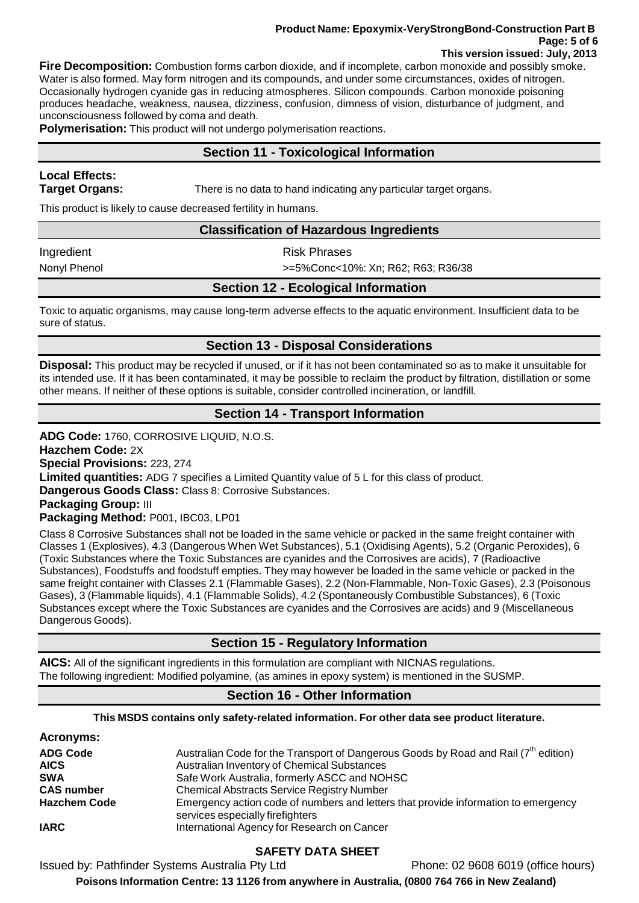**Fire Decomposition:** Combustion forms carbon dioxide, and if incomplete, carbon monoxide and possibly smoke. Water is also formed. May form nitrogen and its compounds, and under some circumstances, oxides of nitrogen. Occasionally hydrogen cyanide gas in reducing atmospheres. Silicon compounds. Carbon monoxide poisoning produces headache, weakness, nausea, dizziness, confusion, dimness of vision, disturbance of judgment, and unconsciousness followed by coma and death.

**Polymerisation:** This product will not undergo polymerisation reactions.

## Section 11 - Toxicological Information

**Local Effects:**

**Target Organs:** There is no data to hand indicating any particular target organs.

This product is likely to cause decreased fertility in humans.

### Classification of Hazardous Ingredients

| Ingredient | Risk Phrases |
|---|---|
| Nonyl Phenol | >=5%Conc<10%: Xn; R62; R63; R36/38 |

## Section 12 - Ecological Information

Toxic to aquatic organisms, may cause long-term adverse effects to the aquatic environment. Insufficient data to be sure of status.

## Section 13 - Disposal Considerations

**Disposal:** This product may be recycled if unused, or if it has not been contaminated so as to make it unsuitable for its intended use. If it has been contaminated, it may be possible to reclaim the product by filtration, distillation or some other means. If neither of these options is suitable, consider controlled incineration, or landfill.

## Section 14 - Transport Information

**ADG Code:** 1760, CORROSIVE LIQUID, N.O.S.

**Hazchem Code:** 2X

**Special Provisions:** 223, 274

**Limited quantities:** ADG 7 specifies a Limited Quantity value of 5 L for this class of product.

**Dangerous Goods Class:** Class 8: Corrosive Substances.

**Packaging Group:** III

**Packaging Method:** P001, IBC03, LP01

Class 8 Corrosive Substances shall not be loaded in the same vehicle or packed in the same freight container with Classes 1 (Explosives), 4.3 (Dangerous When Wet Substances), 5.1 (Oxidising Agents), 5.2 (Organic Peroxides), 6 (Toxic Substances where the Toxic Substances are cyanides and the Corrosives are acids), 7 (Radioactive Substances), Foodstuffs and foodstuff empties. They may however be loaded in the same vehicle or packed in the same freight container with Classes 2.1 (Flammable Gases), 2.2 (Non-Flammable, Non-Toxic Gases), 2.3 (Poisonous Gases), 3 (Flammable liquids), 4.1 (Flammable Solids), 4.2 (Spontaneously Combustible Substances), 6 (Toxic Substances except where the Toxic Substances are cyanides and the Corrosives are acids) and 9 (Miscellaneous Dangerous Goods).

## Section 15 - Regulatory Information

**AICS:** All of the significant ingredients in this formulation are compliant with NICNAS regulations.
The following ingredient: Modified polyamine, (as amines in epoxy system) is mentioned in the SUSMP.

## Section 16 - Other Information

**This MSDS contains only safety-related information. For other data see product literature.**

**Acronyms:**

| | |
|---|---|
| **ADG Code** | Australian Code for the Transport of Dangerous Goods by Road and Rail (7th edition) |
| **AICS** | Australian Inventory of Chemical Substances |
| **SWA** | Safe Work Australia, formerly ASCC and NOHSC |
| **CAS number** | Chemical Abstracts Service Registry Number |
| **Hazchem Code** | Emergency action code of numbers and letters that provide information to emergency services especially firefighters |
| **IARC** | International Agency for Research on Cancer |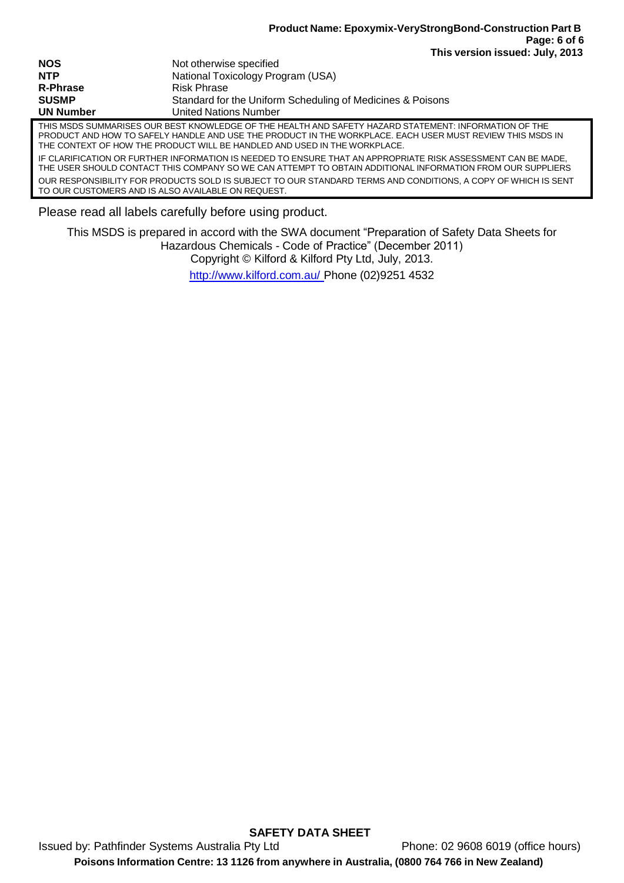| | |
|---|---|
| **NOS** | Not otherwise specified |
| **NTP** | National Toxicology Program (USA) |
| **R-Phrase** | Risk Phrase |
| **SUSMP** | Standard for the Uniform Scheduling of Medicines & Poisons |
| **UN Number** | United Nations Number |

THIS MSDS SUMMARISES OUR BEST KNOWLEDGE OF THE HEALTH AND SAFETY HAZARD STATEMENT: INFORMATION OF THE PRODUCT AND HOW TO SAFELY HANDLE AND USE THE PRODUCT IN THE WORKPLACE. EACH USER MUST REVIEW THIS MSDS IN THE CONTEXT OF HOW THE PRODUCT WILL BE HANDLED AND USED IN THE WORKPLACE.

IF CLARIFICATION OR FURTHER INFORMATION IS NEEDED TO ENSURE THAT AN APPROPRIATE RISK ASSESSMENT CAN BE MADE, THE USER SHOULD CONTACT THIS COMPANY SO WE CAN ATTEMPT TO OBTAIN ADDITIONAL INFORMATION FROM OUR SUPPLIERS

OUR RESPONSIBILITY FOR PRODUCTS SOLD IS SUBJECT TO OUR STANDARD TERMS AND CONDITIONS, A COPY OF WHICH IS SENT TO OUR CUSTOMERS AND IS ALSO AVAILABLE ON REQUEST.

Please read all labels carefully before using product.

This MSDS is prepared in accord with the SWA document "Preparation of Safety Data Sheets for Hazardous Chemicals - Code of Practice" (December 2011)
Copyright © Kilford & Kilford Pty Ltd, July, 2013.
http://www.kilford.com.au/ Phone (02)9251 4532